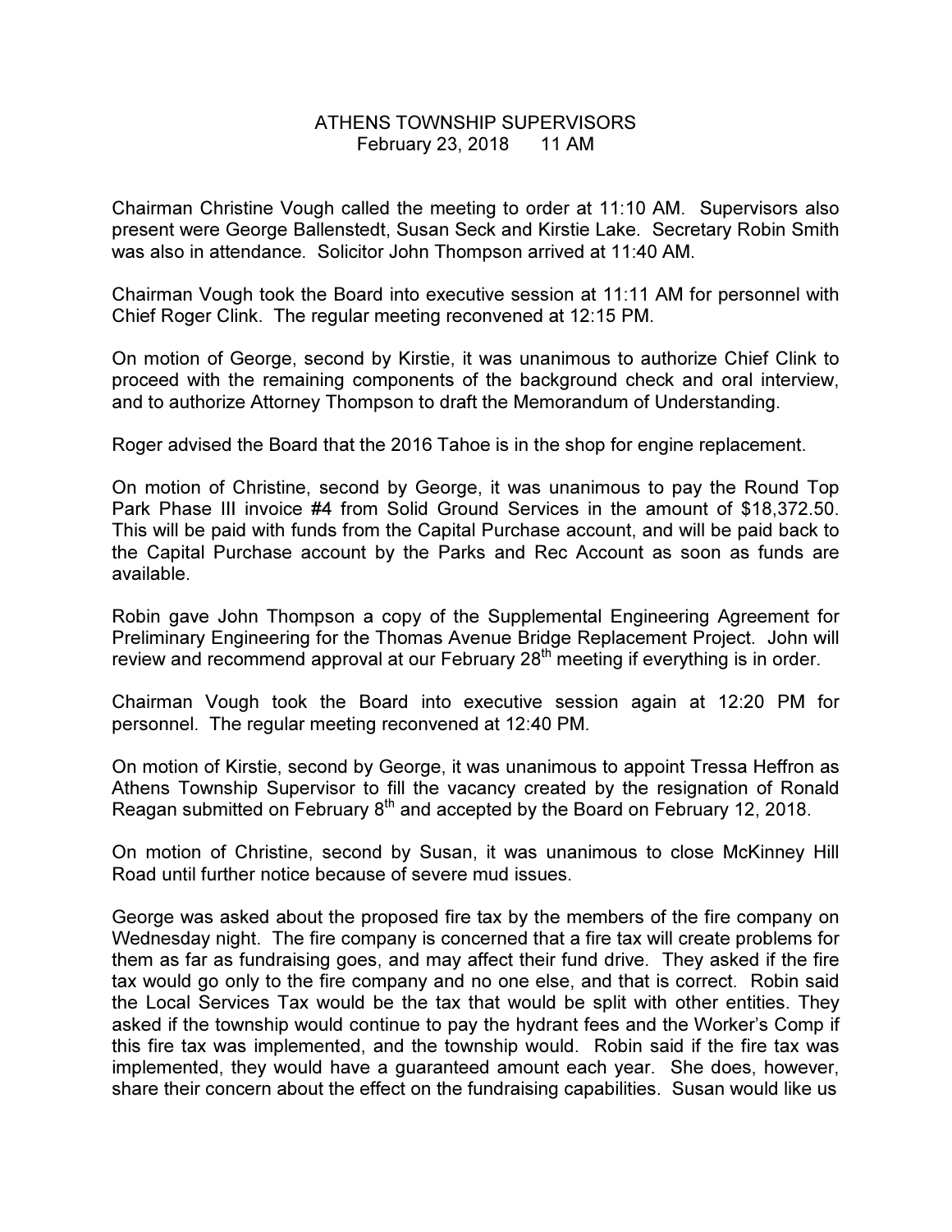# ATHENS TOWNSHIP SUPERVISORS
February 23, 2018 11 AM

Chairman Christine Vough called the meeting to order at 11:10 AM. Supervisors also present were George Ballenstedt, Susan Seck and Kirstie Lake. Secretary Robin Smith was also in attendance. Solicitor John Thompson arrived at 11:40 AM.

Chairman Vough took the Board into executive session at 11:11 AM for personnel with Chief Roger Clink. The regular meeting reconvened at 12:15 PM.

On motion of George, second by Kirstie, it was unanimous to authorize Chief Clink to proceed with the remaining components of the background check and oral interview, and to authorize Attorney Thompson to draft the Memorandum of Understanding.

Roger advised the Board that the 2016 Tahoe is in the shop for engine replacement.

On motion of Christine, second by George, it was unanimous to pay the Round Top Park Phase III invoice #4 from Solid Ground Services in the amount of $18,372.50. This will be paid with funds from the Capital Purchase account, and will be paid back to the Capital Purchase account by the Parks and Rec Account as soon as funds are available.

Robin gave John Thompson a copy of the Supplemental Engineering Agreement for Preliminary Engineering for the Thomas Avenue Bridge Replacement Project. John will review and recommend approval at our February 28th meeting if everything is in order.

Chairman Vough took the Board into executive session again at 12:20 PM for personnel. The regular meeting reconvened at 12:40 PM.

On motion of Kirstie, second by George, it was unanimous to appoint Tressa Heffron as Athens Township Supervisor to fill the vacancy created by the resignation of Ronald Reagan submitted on February 8th and accepted by the Board on February 12, 2018.

On motion of Christine, second by Susan, it was unanimous to close McKinney Hill Road until further notice because of severe mud issues.

George was asked about the proposed fire tax by the members of the fire company on Wednesday night. The fire company is concerned that a fire tax will create problems for them as far as fundraising goes, and may affect their fund drive. They asked if the fire tax would go only to the fire company and no one else, and that is correct. Robin said the Local Services Tax would be the tax that would be split with other entities. They asked if the township would continue to pay the hydrant fees and the Worker's Comp if this fire tax was implemented, and the township would. Robin said if the fire tax was implemented, they would have a guaranteed amount each year. She does, however, share their concern about the effect on the fundraising capabilities. Susan would like us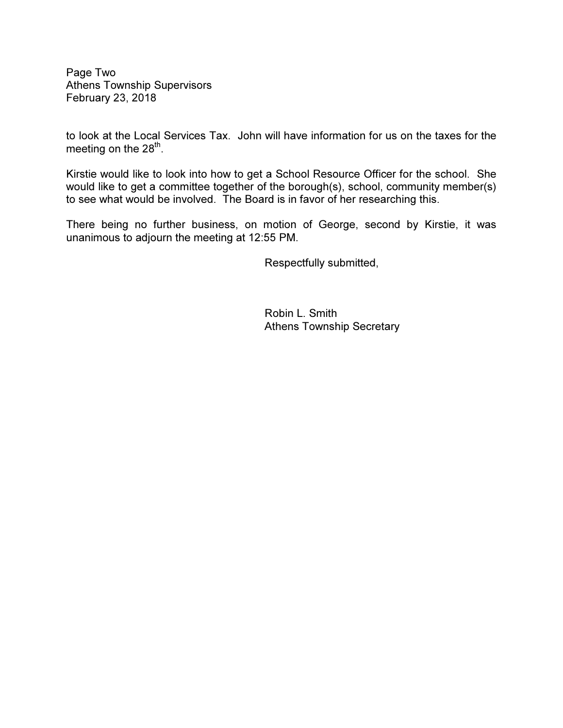to look at the Local Services Tax. John will have information for us on the taxes for the meeting on the 28th.

Kirstie would like to look into how to get a School Resource Officer for the school. She would like to get a committee together of the borough(s), school, community member(s) to see what would be involved. The Board is in favor of her researching this.

There being no further business, on motion of George, second by Kirstie, it was unanimous to adjourn the meeting at 12:55 PM.

Respectfully submitted,

Robin L. Smith
Athens Township Secretary